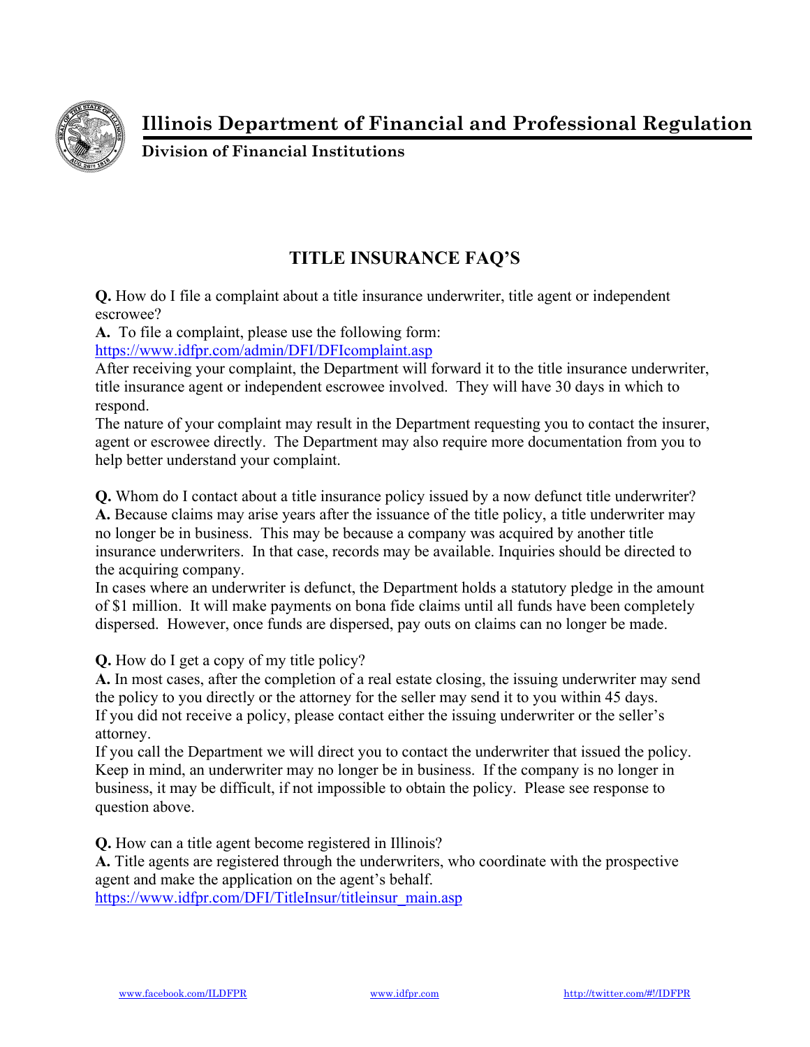# Illinois Department of Financial and Professional Regulation

## Division of Financial Institutions

## TITLE INSURANCE FAQ'S

**Q.** How do I file a complaint about a title insurance underwriter, title agent or independent escrowee?
**A.** To file a complaint, please use the following form:
https://www.idfpr.com/admin/DFI/DFIcomplaint.asp
After receiving your complaint, the Department will forward it to the title insurance underwriter, title insurance agent or independent escrowee involved. They will have 30 days in which to respond.
The nature of your complaint may result in the Department requesting you to contact the insurer, agent or escrowee directly. The Department may also require more documentation from you to help better understand your complaint.

**Q.** Whom do I contact about a title insurance policy issued by a now defunct title underwriter?
**A.** Because claims may arise years after the issuance of the title policy, a title underwriter may no longer be in business. This may be because a company was acquired by another title insurance underwriters. In that case, records may be available. Inquiries should be directed to the acquiring company.
In cases where an underwriter is defunct, the Department holds a statutory pledge in the amount of $1 million. It will make payments on bona fide claims until all funds have been completely dispersed. However, once funds are dispersed, pay outs on claims can no longer be made.

**Q.** How do I get a copy of my title policy?
**A.** In most cases, after the completion of a real estate closing, the issuing underwriter may send the policy to you directly or the attorney for the seller may send it to you within 45 days.
If you did not receive a policy, please contact either the issuing underwriter or the seller's attorney.
If you call the Department we will direct you to contact the underwriter that issued the policy. Keep in mind, an underwriter may no longer be in business. If the company is no longer in business, it may be difficult, if not impossible to obtain the policy. Please see response to question above.

**Q.** How can a title agent become registered in Illinois?
**A.** Title agents are registered through the underwriters, who coordinate with the prospective agent and make the application on the agent's behalf.
https://www.idfpr.com/DFI/TitleInsur/titleinsur_main.asp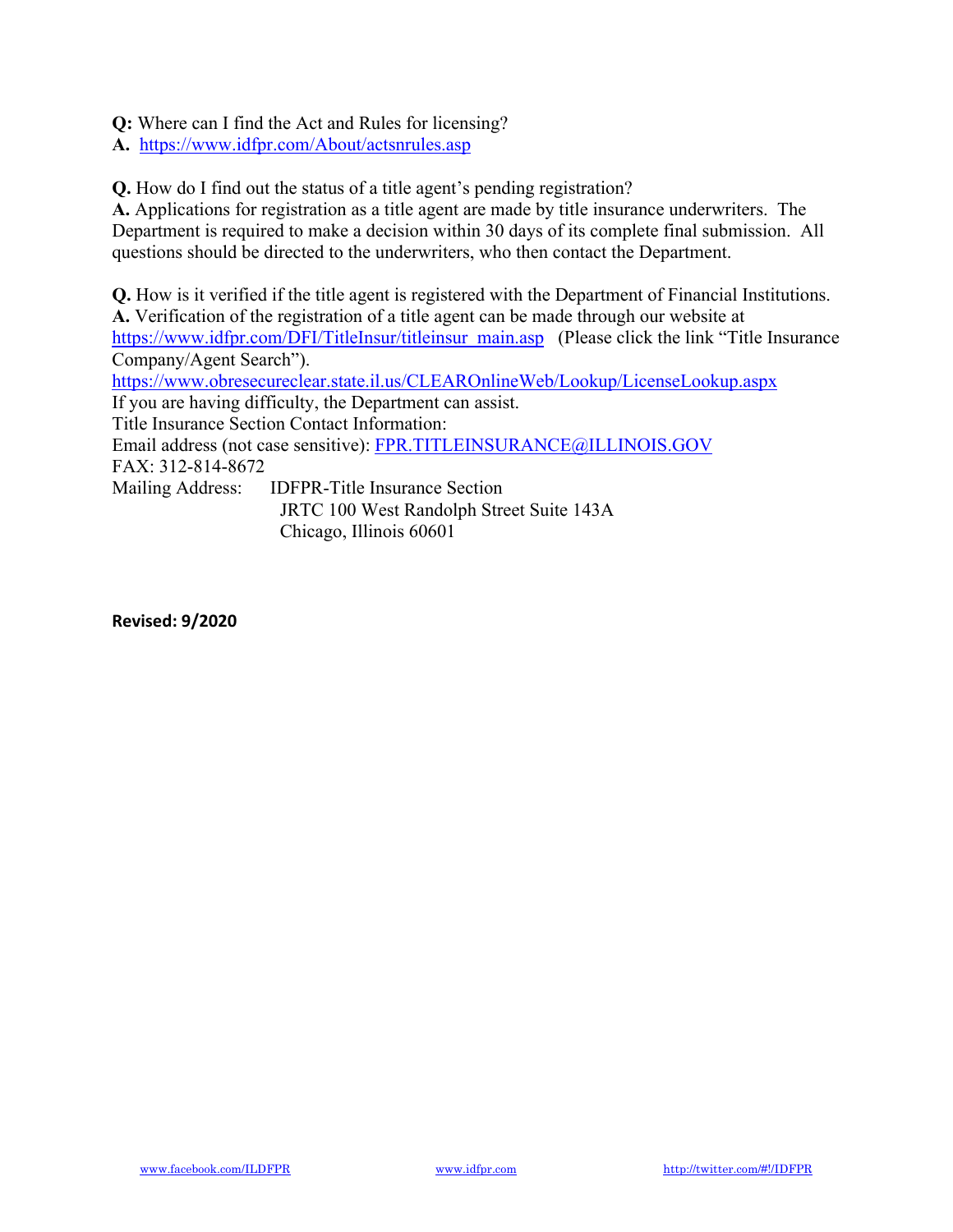**Q:** Where can I find the Act and Rules for licensing?
**A.** https://www.idfpr.com/About/actsnrules.asp

**Q.** How do I find out the status of a title agent's pending registration?
**A.** Applications for registration as a title agent are made by title insurance underwriters. The Department is required to make a decision within 30 days of its complete final submission. All questions should be directed to the underwriters, who then contact the Department.

**Q.** How is it verified if the title agent is registered with the Department of Financial Institutions.
**A.** Verification of the registration of a title agent can be made through our website at https://www.idfpr.com/DFI/TitleInsur/titleinsur_main.asp (Please click the link "Title Insurance Company/Agent Search").
https://www.obresecureclear.state.il.us/CLEAROnlineWeb/Lookup/LicenseLookup.aspx
If you are having difficulty, the Department can assist.
Title Insurance Section Contact Information:
Email address (not case sensitive): FPR.TITLEINSURANCE@ILLINOIS.GOV
FAX: 312-814-8672
Mailing Address: IDFPR-Title Insurance Section
JRTC 100 West Randolph Street Suite 143A
Chicago, Illinois 60601

**Revised: 9/2020**

www.facebook.com/ILDFPR www.idfpr.com http://twitter.com/#!/IDFPR